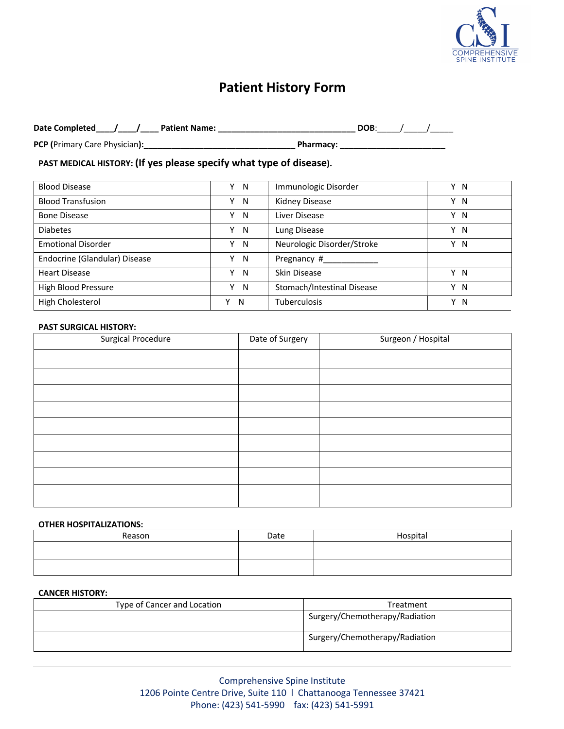# Patient History Form

**Date Completed**____/____/____ **Patient Name:** ______________________________ **DOB**:_____/_____/_____

**PCP (**Primary Care Physician**):**_________________________________ **Pharmacy:** _______________________

**PAST MEDICAL HISTORY: (If yes please specify what type of disease).**

| | | | |
|---|---|---|---|
| Blood Disease | Y N | Immunologic Disorder | Y N |
| Blood Transfusion | Y N | Kidney Disease | Y N |
| Bone Disease | Y N | Liver Disease | Y N |
| Diabetes | Y N | Lung Disease | Y N |
| Emotional Disorder | Y N | Neurologic Disorder/Stroke | Y N |
| Endocrine (Glandular) Disease | Y N | Pregnancy #____________ | |
| Heart Disease | Y N | Skin Disease | Y N |
| High Blood Pressure | Y N | Stomach/Intestinal Disease | Y N |
| High Cholesterol | Y N | Tuberculosis | Y N |

**PAST SURGICAL HISTORY:**

| Surgical Procedure | Date of Surgery | Surgeon / Hospital |
|---|---|---|
| | | |
| | | |
| | | |
| | | |
| | | |
| | | |
| | | |
| | | |
| | | |

**OTHER HOSPITALIZATIONS:**

| Reason | Date | Hospital |
|---|---|---|
| | | |
| | | |

**CANCER HISTORY:**

| Type of Cancer and Location | Treatment |
|---|---|
| | Surgery/Chemotherapy/Radiation |
| | Surgery/Chemotherapy/Radiation |

Comprehensive Spine Institute
1206 Pointe Centre Drive, Suite 110 l Chattanooga Tennessee 37421
Phone: (423) 541-5990 fax: (423) 541-5991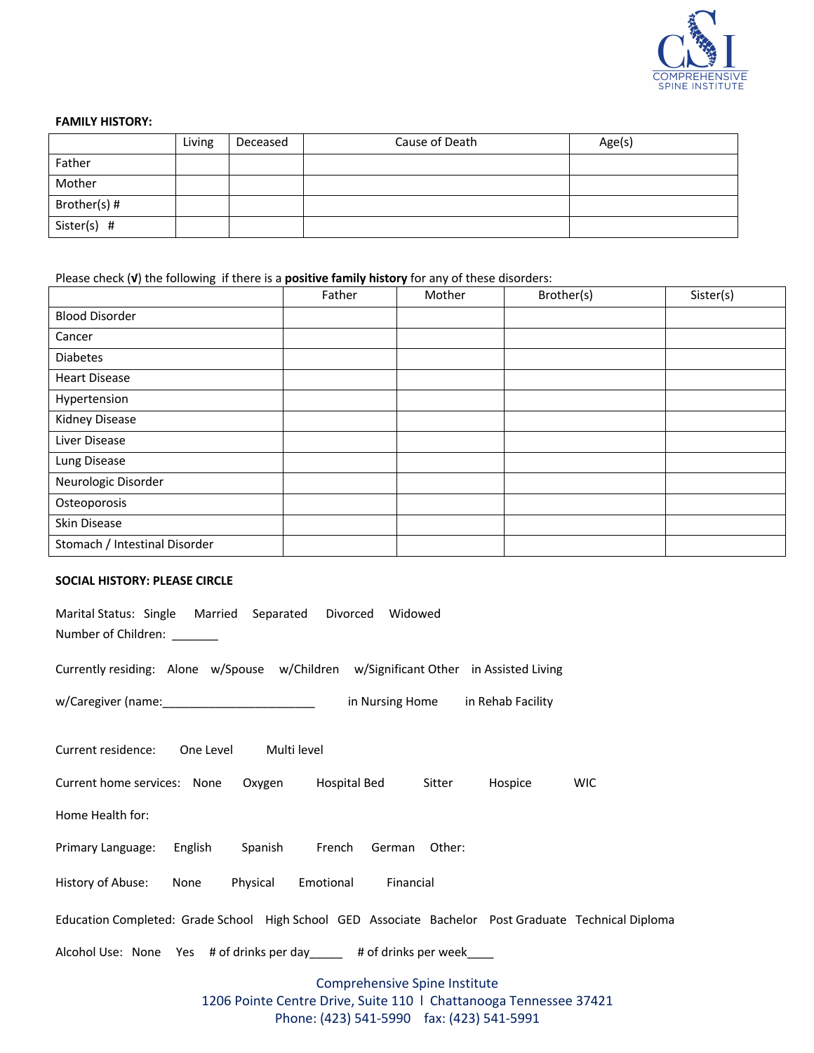**FAMILY HISTORY:**

| | Living | Deceased | Cause of Death | Age(s) |
|---|---|---|---|---|
| Father | | | | |
| Mother | | | | |
| Brother(s) # | | | | |
| Sister(s) # | | | | |

Please check (√) the following if there is a **positive family history** for any of these disorders:

| | Father | Mother | Brother(s) | Sister(s) |
|---|---|---|---|---|
| Blood Disorder | | | | |
| Cancer | | | | |
| Diabetes | | | | |
| Heart Disease | | | | |
| Hypertension | | | | |
| Kidney Disease | | | | |
| Liver Disease | | | | |
| Lung Disease | | | | |
| Neurologic Disorder | | | | |
| Osteoporosis | | | | |
| Skin Disease | | | | |
| Stomach / Intestinal Disorder | | | | |

**SOCIAL HISTORY: PLEASE CIRCLE**

Marital Status: Single Married Separated Divorced Widowed

Number of Children: _______

Currently residing: Alone w/Spouse w/Children w/Significant Other in Assisted Living

w/Caregiver (name:_______________________ in Nursing Home in Rehab Facility

Current residence: One Level Multi level

Current home services: None Oxygen Hospital Bed Sitter Hospice WIC

Home Health for:

Primary Language: English Spanish French German Other:

History of Abuse: None Physical Emotional Financial

Education Completed: Grade School High School GED Associate Bachelor Post Graduate Technical Diploma

Alcohol Use: None Yes # of drinks per day_____ # of drinks per week____

Comprehensive Spine Institute
1206 Pointe Centre Drive, Suite 110 l Chattanooga Tennessee 37421
Phone: (423) 541-5990 fax: (423) 541-5991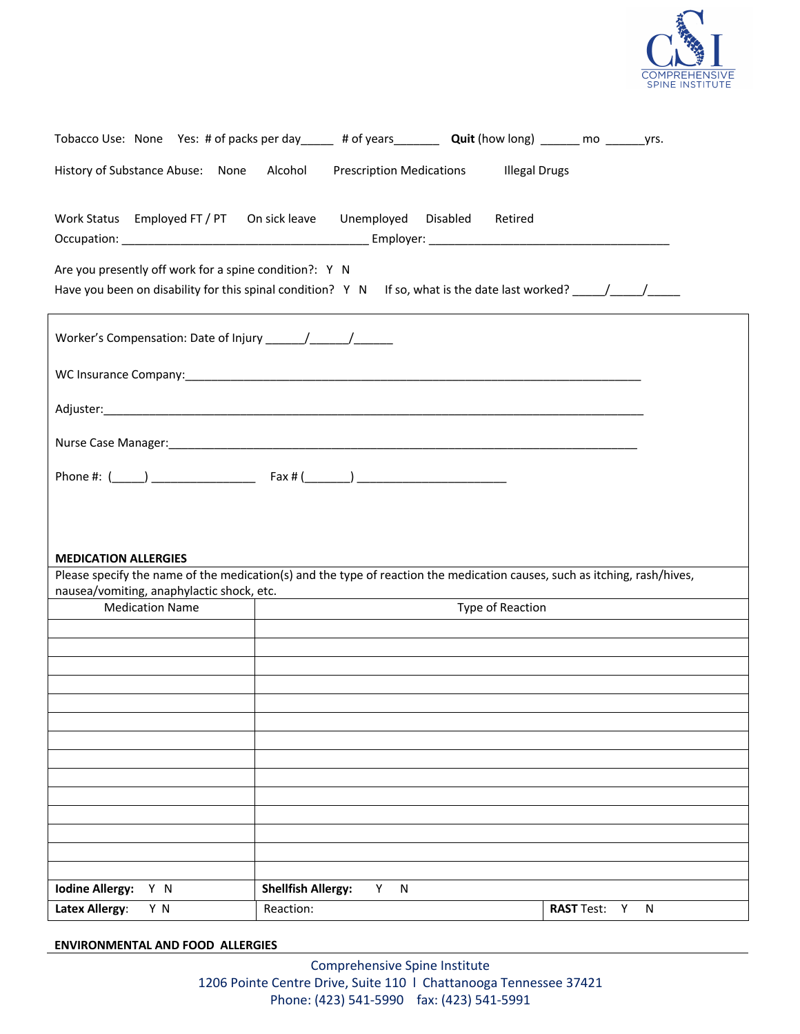Tobacco Use: None Yes: # of packs per day_____ # of years_______ **Quit** (how long) ______ mo ______yrs.

History of Substance Abuse: None Alcohol Prescription Medications Illegal Drugs

Work Status Employed FT / PT On sick leave Unemployed Disabled Retired

Occupation: ______________________________________ Employer: _____________________________________

Are you presently off work for a spine condition?: Y N

Have you been on disability for this spinal condition? Y N If so, what is the date last worked? _____/_____/_____

Worker's Compensation: Date of Injury ______/______/______

WC Insurance Company:___________________________________________________________________________

Adjuster:_________________________________________________________________________________

Nurse Case Manager:_____________________________________________________________________

Phone #: (_____) ________________ Fax # (_______) _______________________

**MEDICATION ALLERGIES**

Please specify the name of the medication(s) and the type of reaction the medication causes, such as itching, rash/hives, nausea/vomiting, anaphylactic shock, etc.

| Medication Name | Type of Reaction | |
|---|---|---|
| | | |
| | | |
| | | |
| | | |
| | | |
| | | |
| | | |
| | | |
| | | |
| | | |
| | | |
| | | |
| | | |
| | | |
| **Iodine Allergy:** Y N | **Shellfish Allergy:** Y N | |
| **Latex Allergy**: Y N | Reaction: | **RAST** Test: Y N |

**ENVIRONMENTAL AND FOOD ALLERGIES**

Comprehensive Spine Institute
1206 Pointe Centre Drive, Suite 110 l Chattanooga Tennessee 37421
Phone: (423) 541-5990 fax: (423) 541-5991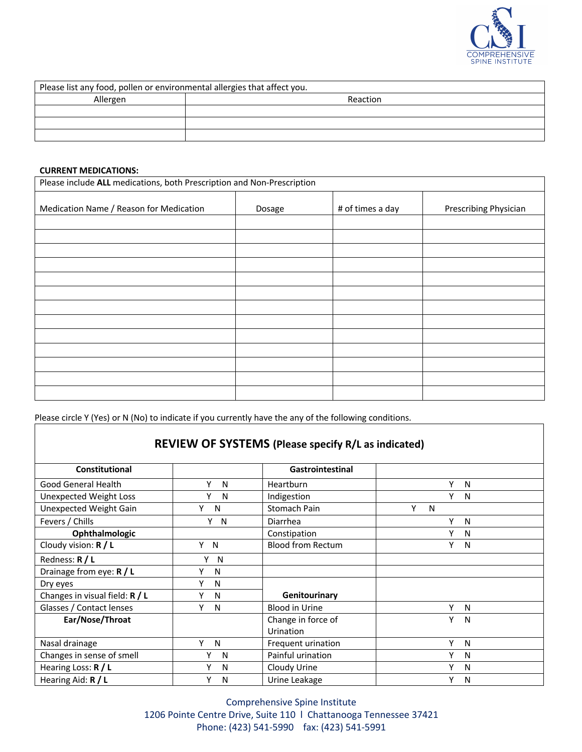| Please list any food, pollen or environmental allergies that affect you. | |
|---|---|
| Allergen | Reaction |
| | |
| | |
| | |

**CURRENT MEDICATIONS:**

| Please include **ALL** medications, both Prescription and Non-Prescription | | | |
|---|---|---|---|
| Medication Name / Reason for Medication | Dosage | # of times a day | Prescribing Physician |
| | | | |
| | | | |
| | | | |
| | | | |
| | | | |
| | | | |
| | | | |
| | | | |
| | | | |
| | | | |
| | | | |
| | | | |
| | | | |

Please circle Y (Yes) or N (No) to indicate if you currently have the any of the following conditions.

## REVIEW OF SYSTEMS (Please specify R/L as indicated)

| **Constitutional** | | **Gastrointestinal** | |
|---|---|---|---|
| Good General Health | Y N | Heartburn | Y N |
| Unexpected Weight Loss | Y N | Indigestion | Y N |
| Unexpected Weight Gain | Y N | Stomach Pain | Y N |
| Fevers / Chills | Y N | Diarrhea | Y N |
| **Ophthalmologic** | | Constipation | Y N |
| Cloudy vision: **R / L** | Y N | Blood from Rectum | Y N |
| Redness: **R / L** | Y N | | |
| Drainage from eye: **R / L** | Y N | | |
| Dry eyes | Y N | | |
| Changes in visual field: **R / L** | Y N | **Genitourinary** | |
| Glasses / Contact lenses | Y N | Blood in Urine | Y N |
| **Ear/Nose/Throat** | | Change in force of Urination | Y N |
| Nasal drainage | Y N | Frequent urination | Y N |
| Changes in sense of smell | Y N | Painful urination | Y N |
| Hearing Loss: **R / L** | Y N | Cloudy Urine | Y N |
| Hearing Aid: **R / L** | Y N | Urine Leakage | Y N |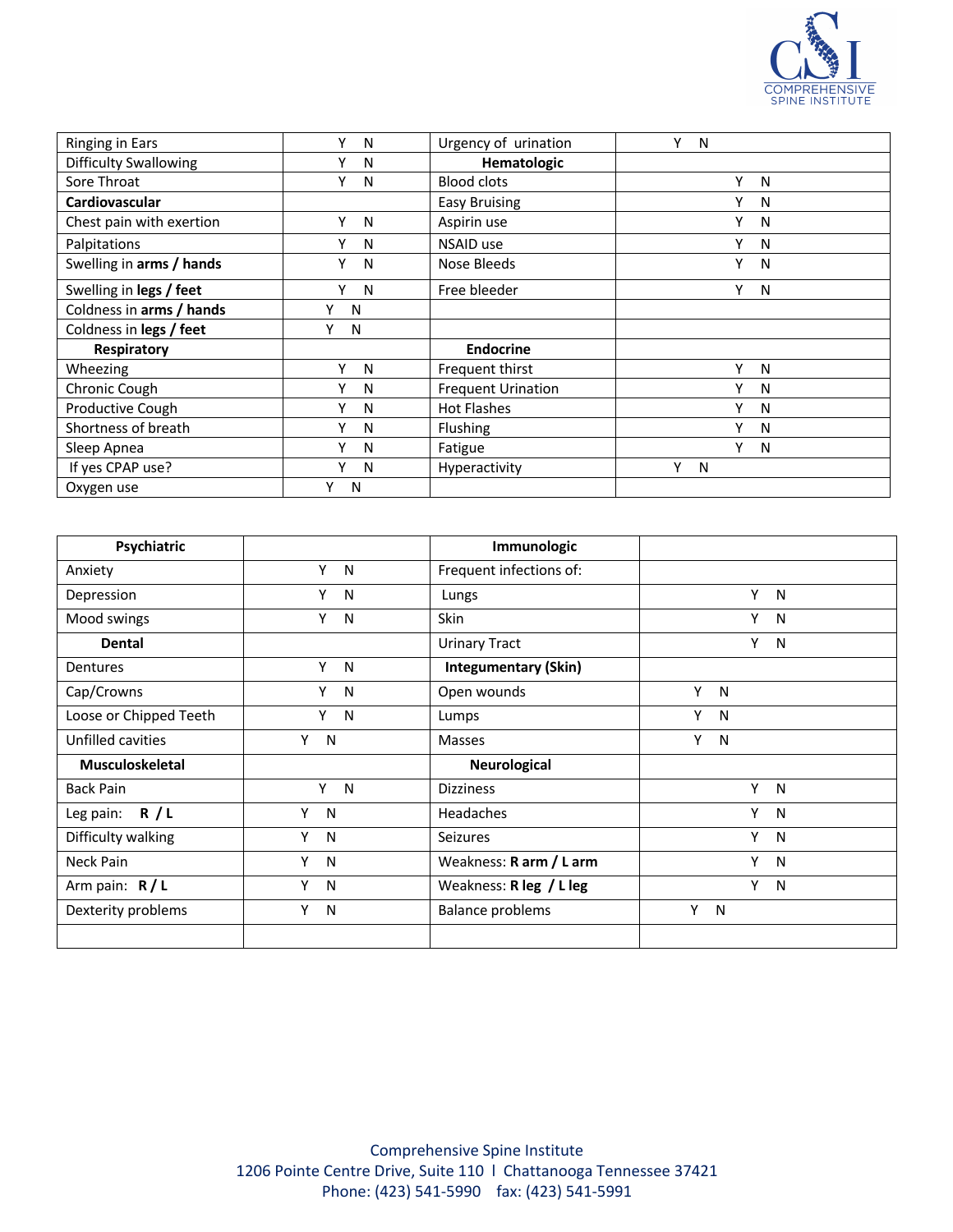| Ringing in Ears | Y N | Urgency of urination | Y N |
|---|---|---|---|
| Difficulty Swallowing | Y N | **Hematologic** | |
| Sore Throat | Y N | Blood clots | Y N |
| **Cardiovascular** | | Easy Bruising | Y N |
| Chest pain with exertion | Y N | Aspirin use | Y N |
| Palpitations | Y N | NSAID use | Y N |
| Swelling in **arms / hands** | Y N | Nose Bleeds | Y N |
| Swelling in **legs / feet** | Y N | Free bleeder | Y N |
| Coldness in **arms / hands** | Y N | | |
| Coldness in **legs / feet** | Y N | | |
| **Respiratory** | | **Endocrine** | |
| Wheezing | Y N | Frequent thirst | Y N |
| Chronic Cough | Y N | Frequent Urination | Y N |
| Productive Cough | Y N | Hot Flashes | Y N |
| Shortness of breath | Y N | Flushing | Y N |
| Sleep Apnea | Y N | Fatigue | Y N |
| If yes CPAP use? | Y N | Hyperactivity | Y N |
| Oxygen use | Y N | | |

| **Psychiatric** | | **Immunologic** | |
|---|---|---|---|
| Anxiety | Y N | Frequent infections of: | |
| Depression | Y N | Lungs | Y N |
| Mood swings | Y N | Skin | Y N |
| **Dental** | | Urinary Tract | Y N |
| Dentures | Y N | **Integumentary (Skin)** | |
| Cap/Crowns | Y N | Open wounds | Y N |
| Loose or Chipped Teeth | Y N | Lumps | Y N |
| Unfilled cavities | Y N | Masses | Y N |
| **Musculoskeletal** | | **Neurological** | |
| Back Pain | Y N | Dizziness | Y N |
| Leg pain: **R / L** | Y N | Headaches | Y N |
| Difficulty walking | Y N | Seizures | Y N |
| Neck Pain | Y N | Weakness: **R arm / L arm** | Y N |
| Arm pain: **R / L** | Y N | Weakness: **R leg / L leg** | Y N |
| Dexterity problems | Y N | Balance problems | Y N |
| | | | |

Comprehensive Spine Institute
1206 Pointe Centre Drive, Suite 110 l Chattanooga Tennessee 37421
Phone: (423) 541-5990 fax: (423) 541-5991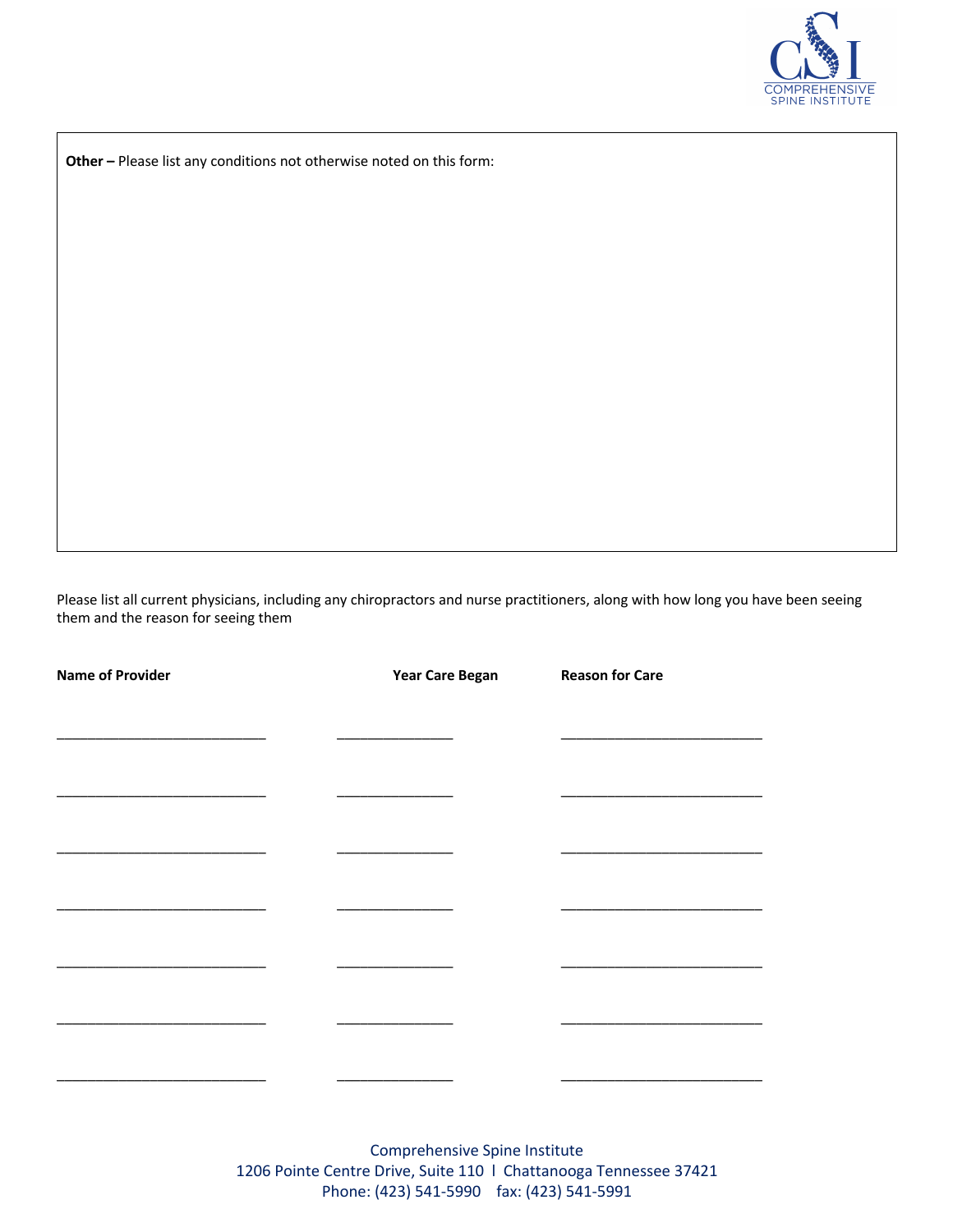**Other –** Please list any conditions not otherwise noted on this form:

Please list all current physicians, including any chiropractors and nurse practitioners, along with how long you have been seeing them and the reason for seeing them

| Name of Provider | Year Care Began | Reason for Care |
|---|---|---|
| ___________________________ | _______________ | __________________________ |
| ___________________________ | _______________ | __________________________ |
| ___________________________ | _______________ | __________________________ |
| ___________________________ | _______________ | __________________________ |
| ___________________________ | _______________ | __________________________ |
| ___________________________ | _______________ | __________________________ |
| ___________________________ | _______________ | __________________________ |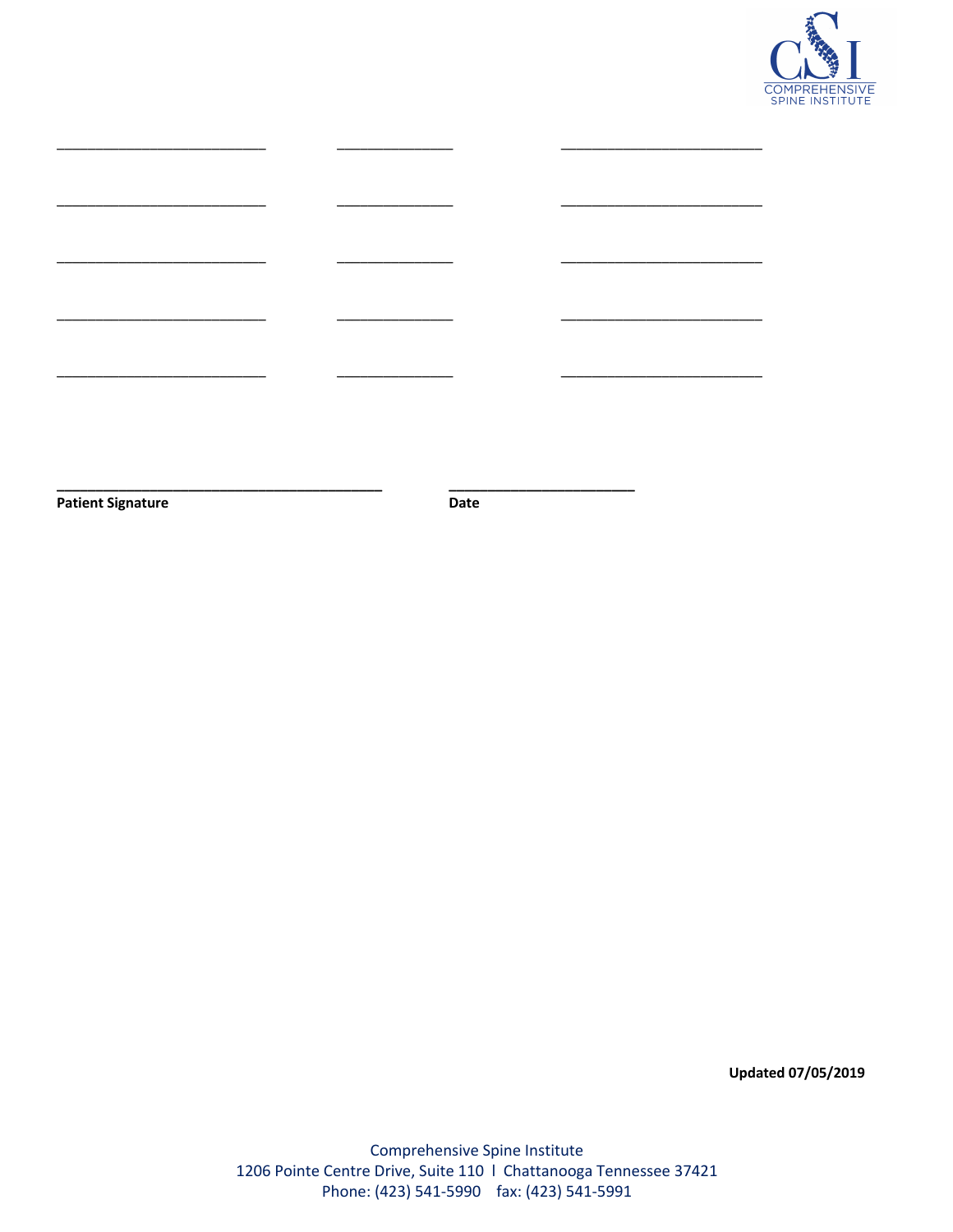| | | |
|---|---|---|
| ___________________________ | _______________ | __________________________ |
| ___________________________ | _______________ | __________________________ |
| ___________________________ | _______________ | __________________________ |
| ___________________________ | _______________ | __________________________ |
| ___________________________ | _______________ | __________________________ |

__________________________________________ ________________________

**Patient Signature** **Date**

**Updated 07/05/2019**

Comprehensive Spine Institute
1206 Pointe Centre Drive, Suite 110 l Chattanooga Tennessee 37421
Phone: (423) 541-5990 fax: (423) 541-5991